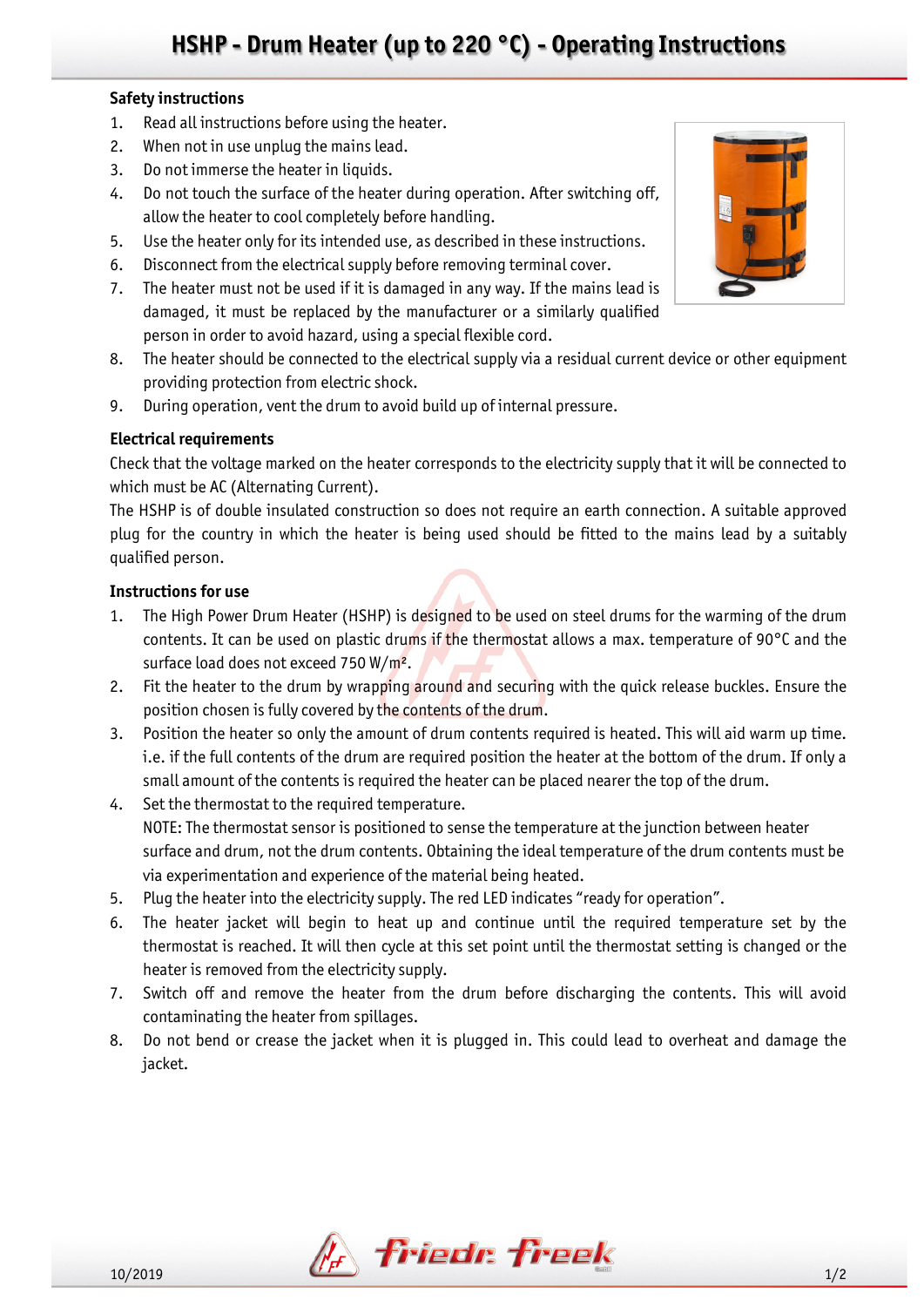# HSHP - Drum Heater (up to 220 °C) - Operating Instructions

## Safety instructions

1. Read all instructions before using the heater.
2. When not in use unplug the mains lead.
3. Do not immerse the heater in liquids.
4. Do not touch the surface of the heater during operation. After switching off, allow the heater to cool completely before handling.
5. Use the heater only for its intended use, as described in these instructions.
6. Disconnect from the electrical supply before removing terminal cover.
7. The heater must not be used if it is damaged in any way. If the mains lead is damaged, it must be replaced by the manufacturer or a similarly qualified person in order to avoid hazard, using a special flexible cord.
8. The heater should be connected to the electrical supply via a residual current device or other equipment providing protection from electric shock.
9. During operation, vent the drum to avoid build up of internal pressure.

## Electrical requirements

Check that the voltage marked on the heater corresponds to the electricity supply that it will be connected to which must be AC (Alternating Current).

The HSHP is of double insulated construction so does not require an earth connection. A suitable approved plug for the country in which the heater is being used should be fitted to the mains lead by a suitably qualified person.

## Instructions for use

1. The High Power Drum Heater (HSHP) is designed to be used on steel drums for the warming of the drum contents. It can be used on plastic drums if the thermostat allows a max. temperature of 90°C and the surface load does not exceed 750 W/m².
2. Fit the heater to the drum by wrapping around and securing with the quick release buckles. Ensure the position chosen is fully covered by the contents of the drum.
3. Position the heater so only the amount of drum contents required is heated. This will aid warm up time. i.e. if the full contents of the drum are required position the heater at the bottom of the drum. If only a small amount of the contents is required the heater can be placed nearer the top of the drum.
4. Set the thermostat to the required temperature.
   NOTE: The thermostat sensor is positioned to sense the temperature at the junction between heater surface and drum, not the drum contents. Obtaining the ideal temperature of the drum contents must be via experimentation and experience of the material being heated.
5. Plug the heater into the electricity supply. The red LED indicates "ready for operation".
6. The heater jacket will begin to heat up and continue until the required temperature set by the thermostat is reached. It will then cycle at this set point until the thermostat setting is changed or the heater is removed from the electricity supply.
7. Switch off and remove the heater from the drum before discharging the contents. This will avoid contaminating the heater from spillages.
8. Do not bend or crease the jacket when it is plugged in. This could lead to overheat and damage the jacket.

10/2019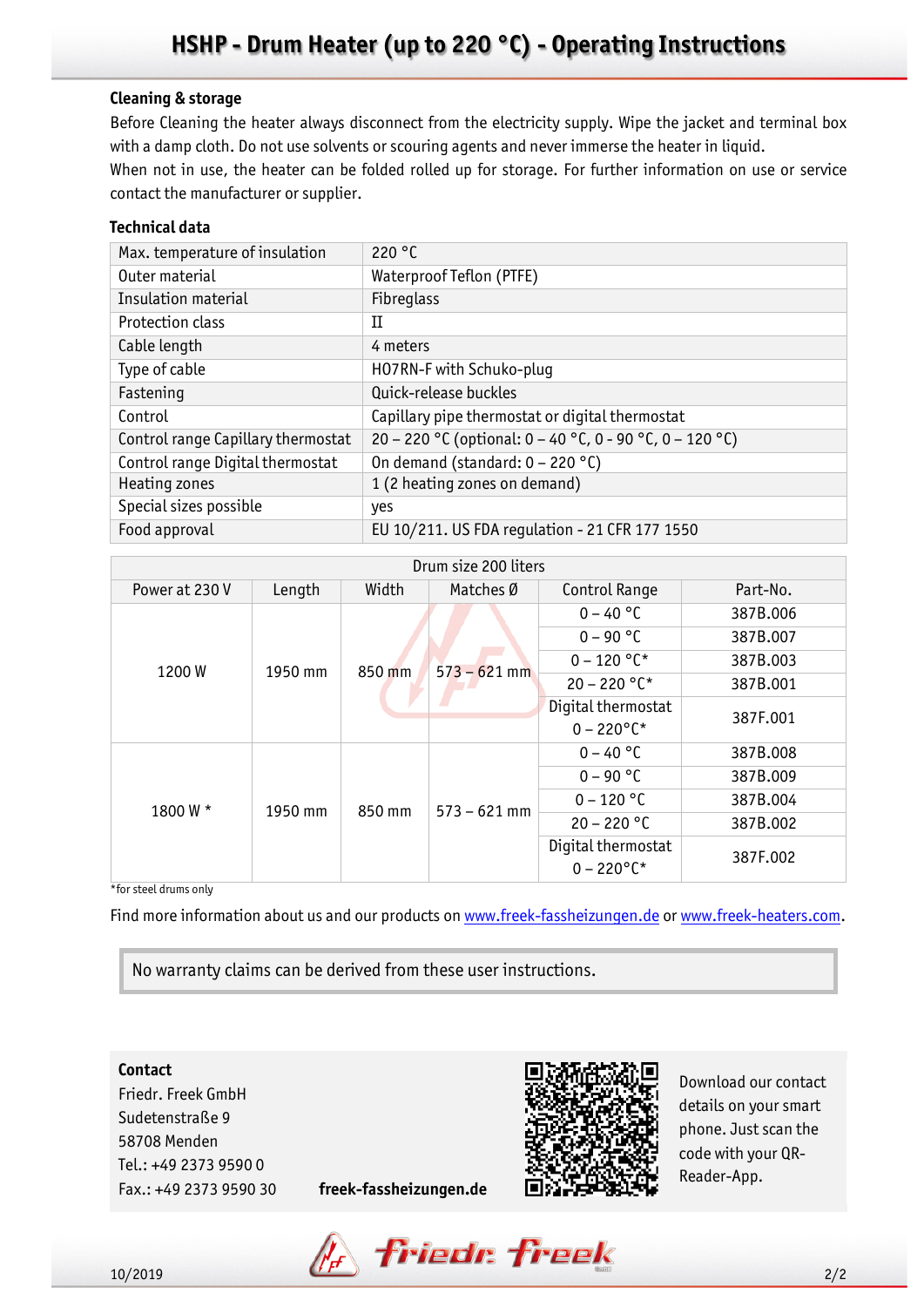# HSHP - Drum Heater (up to 220 °C) - Operating Instructions

### Cleaning & storage

Before Cleaning the heater always disconnect from the electricity supply. Wipe the jacket and terminal box with a damp cloth. Do not use solvents or scouring agents and never immerse the heater in liquid.
When not in use, the heater can be folded rolled up for storage. For further information on use or service contact the manufacturer or supplier.

### Technical data

| | |
|---|---|
| Max. temperature of insulation | 220 °C |
| Outer material | Waterproof Teflon (PTFE) |
| Insulation material | Fibreglass |
| Protection class | II |
| Cable length | 4 meters |
| Type of cable | H07RN-F with Schuko-plug |
| Fastening | Quick-release buckles |
| Control | Capillary pipe thermostat or digital thermostat |
| Control range Capillary thermostat | 20 – 220 °C (optional: 0 – 40 °C, 0 - 90 °C, 0 – 120 °C) |
| Control range Digital thermostat | On demand (standard: 0 – 220 °C) |
| Heating zones | 1 (2 heating zones on demand) |
| Special sizes possible | yes |
| Food approval | EU 10/211. US FDA regulation - 21 CFR 177 1550 |

| Drum size 200 liters | | | | | |
|---|---|---|---|---|---|
| Power at 230 V | Length | Width | Matches Ø | Control Range | Part-No. |
| 1200 W | 1950 mm | 850 mm | 573 – 621 mm | 0 – 40 °C | 387B.006 |
| | | | | 0 – 90 °C | 387B.007 |
| | | | | 0 – 120 °C* | 387B.003 |
| | | | | 20 – 220 °C* | 387B.001 |
| | | | | Digital thermostat 0 – 220°C* | 387F.001 |
| 1800 W * | 1950 mm | 850 mm | 573 – 621 mm | 0 – 40 °C | 387B.008 |
| | | | | 0 – 90 °C | 387B.009 |
| | | | | 0 – 120 °C | 387B.004 |
| | | | | 20 – 220 °C | 387B.002 |
| | | | | Digital thermostat 0 – 220°C* | 387F.002 |

*for steel drums only

Find more information about us and our products on www.freek-fassheizungen.de or www.freek-heaters.com.

No warranty claims can be derived from these user instructions.

**Contact**
Friedr. Freek GmbH
Sudetenstraße 9
58708 Menden
Tel.: +49 2373 9590 0
Fax.: +49 2373 9590 30

**freek-fassheizungen.de**

Download our contact details on your smart phone. Just scan the code with your QR-Reader-App.

10/2019